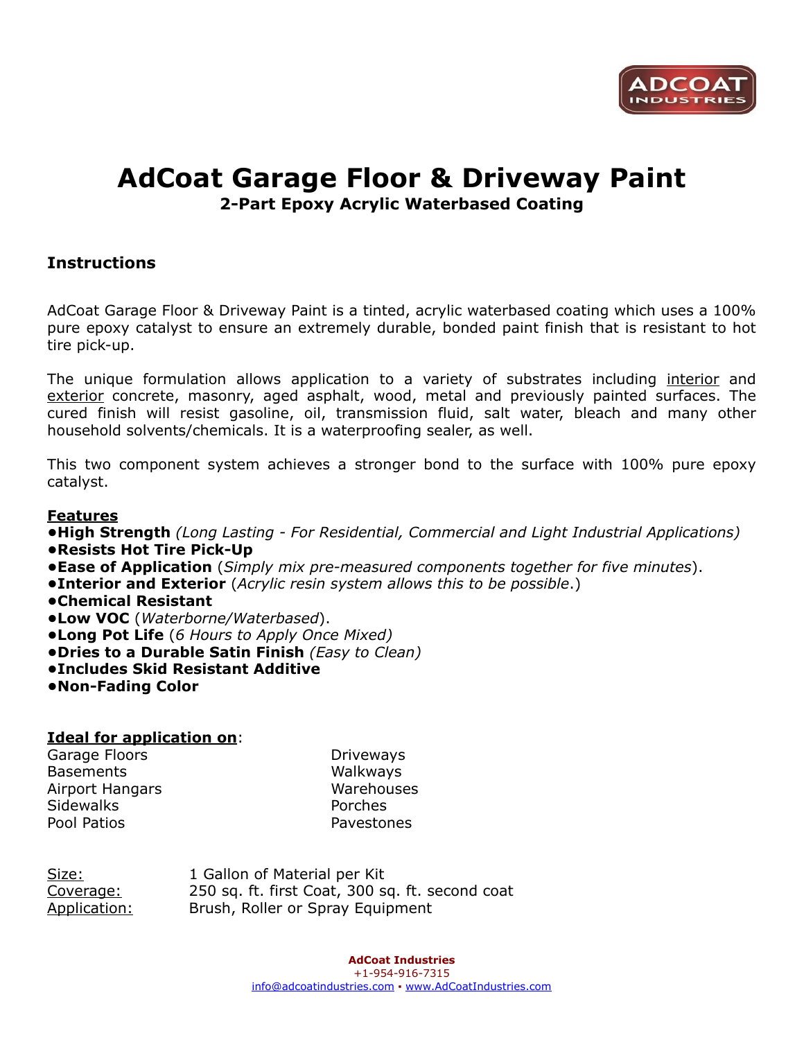# AdCoat Garage Floor & Driveway Paint

**2-Part Epoxy Acrylic Waterbased Coating**

## Instructions

AdCoat Garage Floor & Driveway Paint is a tinted, acrylic waterbased coating which uses a 100% pure epoxy catalyst to ensure an extremely durable, bonded paint finish that is resistant to hot tire pick-up.

The unique formulation allows application to a variety of substrates including interior and exterior concrete, masonry, aged asphalt, wood, metal and previously painted surfaces. The cured finish will resist gasoline, oil, transmission fluid, salt water, bleach and many other household solvents/chemicals. It is a waterproofing sealer, as well.

This two component system achieves a stronger bond to the surface with 100% pure epoxy catalyst.

**Features**

- **High Strength** *(Long Lasting - For Residential, Commercial and Light Industrial Applications)*
- **Resists Hot Tire Pick-Up**
- **Ease of Application** (*Simply mix pre-measured components together for five minutes*).
- **Interior and Exterior** (*Acrylic resin system allows this to be possible*.)
- **Chemical Resistant**
- **Low VOC** (*Waterborne/Waterbased*).
- **Long Pot Life** (*6 Hours to Apply Once Mixed)*
- **Dries to a Durable Satin Finish** *(Easy to Clean)*
- **Includes Skid Resistant Additive**
- **Non-Fading Color**

**Ideal for application on**:

| | |
|---|---|
| Garage Floors | Driveways |
| Basements | Walkways |
| Airport Hangars | Warehouses |
| Sidewalks | Porches |
| Pool Patios | Pavestones |

| | |
|---|---|
| Size: | 1 Gallon of Material per Kit |
| Coverage: | 250 sq. ft. first Coat, 300 sq. ft. second coat |
| Application: | Brush, Roller or Spray Equipment |

**AdCoat Industries**
+1-954-916-7315
info@adcoatindustries.com • www.AdCoatIndustries.com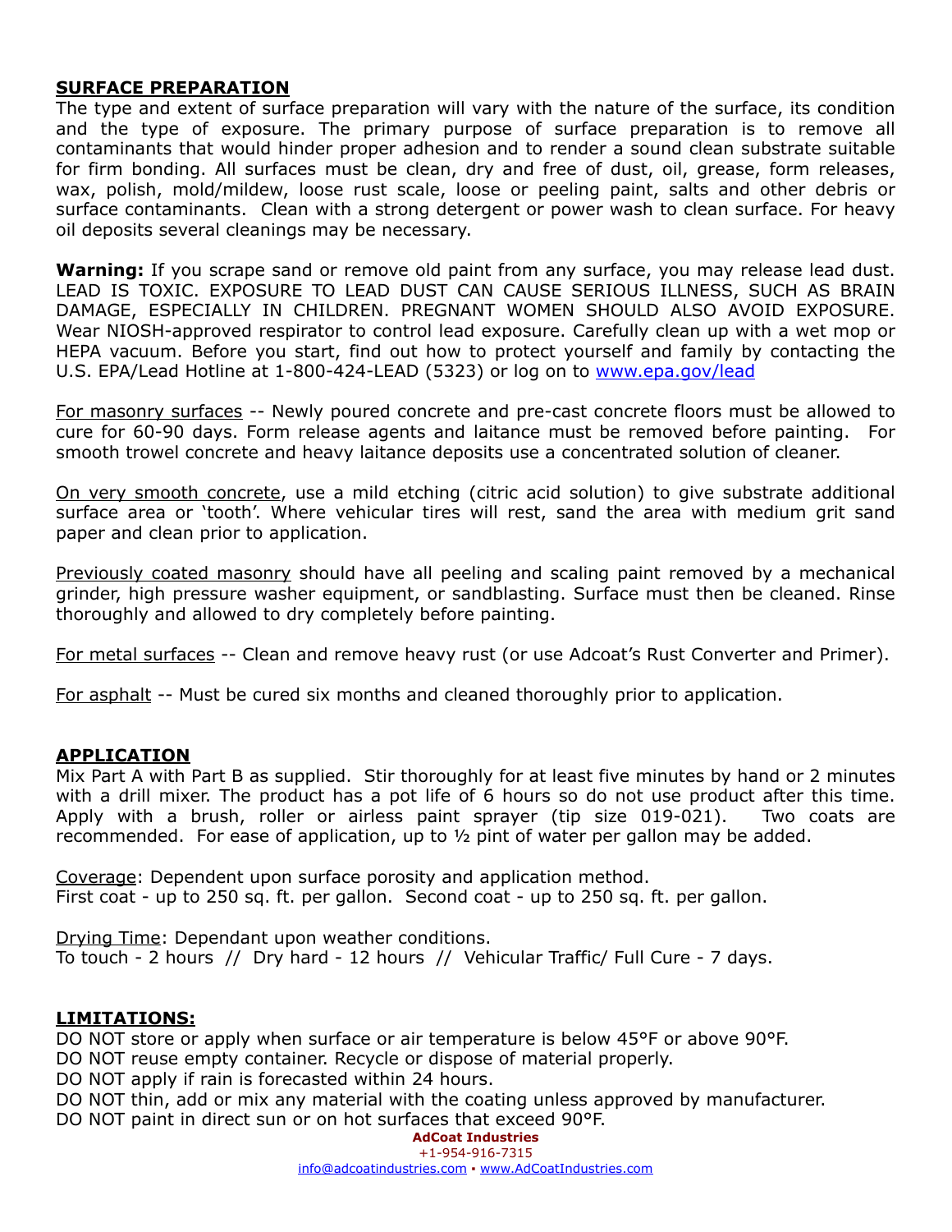## SURFACE PREPARATION

The type and extent of surface preparation will vary with the nature of the surface, its condition and the type of exposure. The primary purpose of surface preparation is to remove all contaminants that would hinder proper adhesion and to render a sound clean substrate suitable for firm bonding. All surfaces must be clean, dry and free of dust, oil, grease, form releases, wax, polish, mold/mildew, loose rust scale, loose or peeling paint, salts and other debris or surface contaminants. Clean with a strong detergent or power wash to clean surface. For heavy oil deposits several cleanings may be necessary.

**Warning:** If you scrape sand or remove old paint from any surface, you may release lead dust. LEAD IS TOXIC. EXPOSURE TO LEAD DUST CAN CAUSE SERIOUS ILLNESS, SUCH AS BRAIN DAMAGE, ESPECIALLY IN CHILDREN. PREGNANT WOMEN SHOULD ALSO AVOID EXPOSURE. Wear NIOSH-approved respirator to control lead exposure. Carefully clean up with a wet mop or HEPA vacuum. Before you start, find out how to protect yourself and family by contacting the U.S. EPA/Lead Hotline at 1-800-424-LEAD (5323) or log on to [www.epa.gov/lead](http://www.epa.gov/lead)

For masonry surfaces -- Newly poured concrete and pre-cast concrete floors must be allowed to cure for 60-90 days. Form release agents and laitance must be removed before painting. For smooth trowel concrete and heavy laitance deposits use a concentrated solution of cleaner.

On very smooth concrete, use a mild etching (citric acid solution) to give substrate additional surface area or 'tooth'. Where vehicular tires will rest, sand the area with medium grit sand paper and clean prior to application.

Previously coated masonry should have all peeling and scaling paint removed by a mechanical grinder, high pressure washer equipment, or sandblasting. Surface must then be cleaned. Rinse thoroughly and allowed to dry completely before painting.

For metal surfaces -- Clean and remove heavy rust (or use Adcoat's Rust Converter and Primer).

For asphalt -- Must be cured six months and cleaned thoroughly prior to application.

## APPLICATION

Mix Part A with Part B as supplied. Stir thoroughly for at least five minutes by hand or 2 minutes with a drill mixer. The product has a pot life of 6 hours so do not use product after this time. Apply with a brush, roller or airless paint sprayer (tip size 019-021). Two coats are recommended. For ease of application, up to ½ pint of water per gallon may be added.

Coverage: Dependent upon surface porosity and application method.
First coat - up to 250 sq. ft. per gallon. Second coat - up to 250 sq. ft. per gallon.

Drying Time: Dependant upon weather conditions.
To touch - 2 hours // Dry hard - 12 hours // Vehicular Traffic/ Full Cure - 7 days.

## LIMITATIONS:

DO NOT store or apply when surface or air temperature is below 45°F or above 90°F.
DO NOT reuse empty container. Recycle or dispose of material properly.
DO NOT apply if rain is forecasted within 24 hours.
DO NOT thin, add or mix any material with the coating unless approved by manufacturer.
DO NOT paint in direct sun or on hot surfaces that exceed 90°F.

**AdCoat Industries**
+1-954-916-7315
[info@adcoatindustries.com](mailto:info@adcoatindustries.com) ▪ [www.AdCoatIndustries.com](http://www.AdCoatIndustries.com)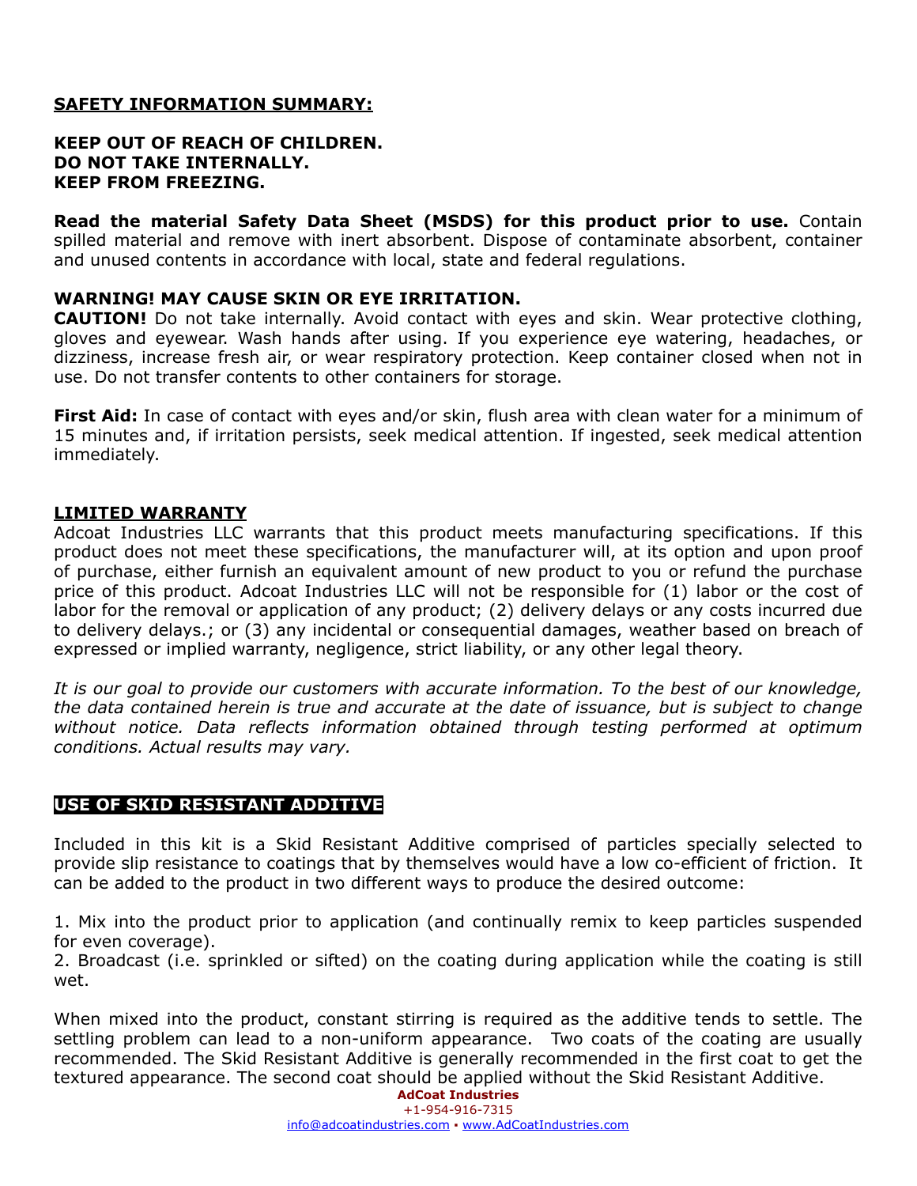## SAFETY INFORMATION SUMMARY:

**KEEP OUT OF REACH OF CHILDREN.**
**DO NOT TAKE INTERNALLY.**
**KEEP FROM FREEZING.**

**Read the material Safety Data Sheet (MSDS) for this product prior to use.** Contain spilled material and remove with inert absorbent. Dispose of contaminate absorbent, container and unused contents in accordance with local, state and federal regulations.

**WARNING! MAY CAUSE SKIN OR EYE IRRITATION.**
**CAUTION!** Do not take internally. Avoid contact with eyes and skin. Wear protective clothing, gloves and eyewear. Wash hands after using. If you experience eye watering, headaches, or dizziness, increase fresh air, or wear respiratory protection. Keep container closed when not in use. Do not transfer contents to other containers for storage.

**First Aid:** In case of contact with eyes and/or skin, flush area with clean water for a minimum of 15 minutes and, if irritation persists, seek medical attention. If ingested, seek medical attention immediately.

## LIMITED WARRANTY

Adcoat Industries LLC warrants that this product meets manufacturing specifications. If this product does not meet these specifications, the manufacturer will, at its option and upon proof of purchase, either furnish an equivalent amount of new product to you or refund the purchase price of this product. Adcoat Industries LLC will not be responsible for (1) labor or the cost of labor for the removal or application of any product; (2) delivery delays or any costs incurred due to delivery delays.; or (3) any incidental or consequential damages, weather based on breach of expressed or implied warranty, negligence, strict liability, or any other legal theory.

*It is our goal to provide our customers with accurate information. To the best of our knowledge, the data contained herein is true and accurate at the date of issuance, but is subject to change without notice. Data reflects information obtained through testing performed at optimum conditions. Actual results may vary.*

## USE OF SKID RESISTANT ADDITIVE

Included in this kit is a Skid Resistant Additive comprised of particles specially selected to provide slip resistance to coatings that by themselves would have a low co-efficient of friction. It can be added to the product in two different ways to produce the desired outcome:

1. Mix into the product prior to application (and continually remix to keep particles suspended for even coverage).
2. Broadcast (i.e. sprinkled or sifted) on the coating during application while the coating is still wet.

When mixed into the product, constant stirring is required as the additive tends to settle. The settling problem can lead to a non-uniform appearance. Two coats of the coating are usually recommended. The Skid Resistant Additive is generally recommended in the first coat to get the textured appearance. The second coat should be applied without the Skid Resistant Additive.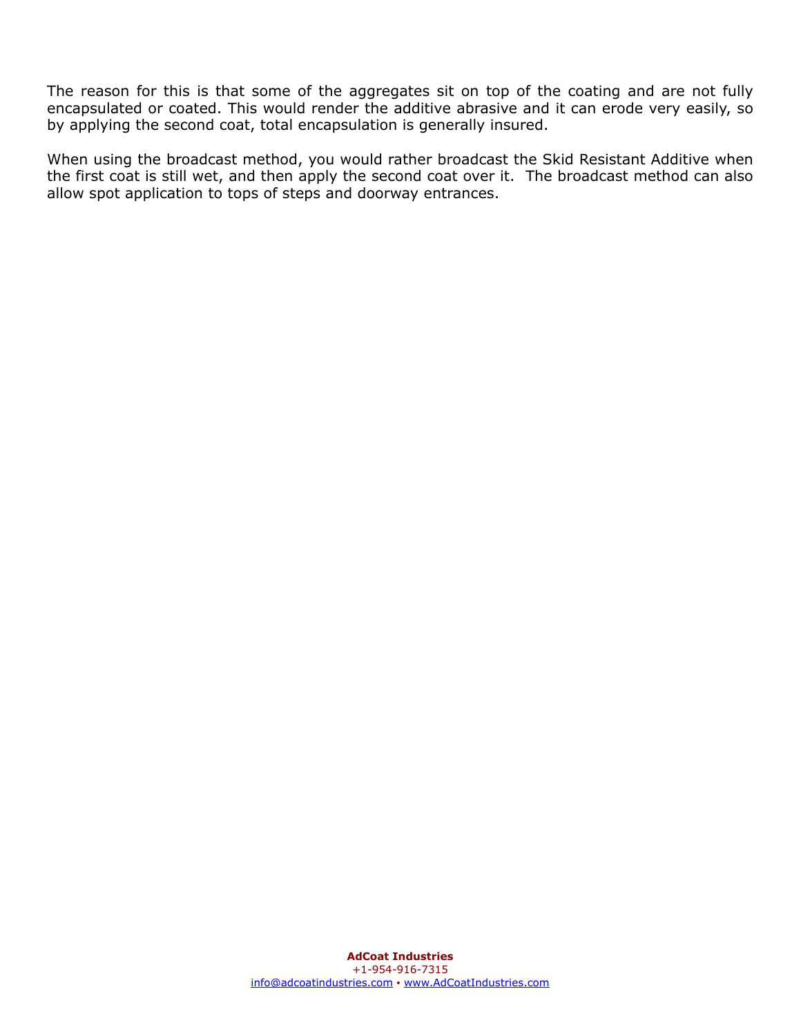The reason for this is that some of the aggregates sit on top of the coating and are not fully encapsulated or coated. This would render the additive abrasive and it can erode very easily, so by applying the second coat, total encapsulation is generally insured.

When using the broadcast method, you would rather broadcast the Skid Resistant Additive when the first coat is still wet, and then apply the second coat over it. The broadcast method can also allow spot application to tops of steps and doorway entrances.

**AdCoat Industries**
+1-954-916-7315
info@adcoatindustries.com ▪ www.AdCoatIndustries.com